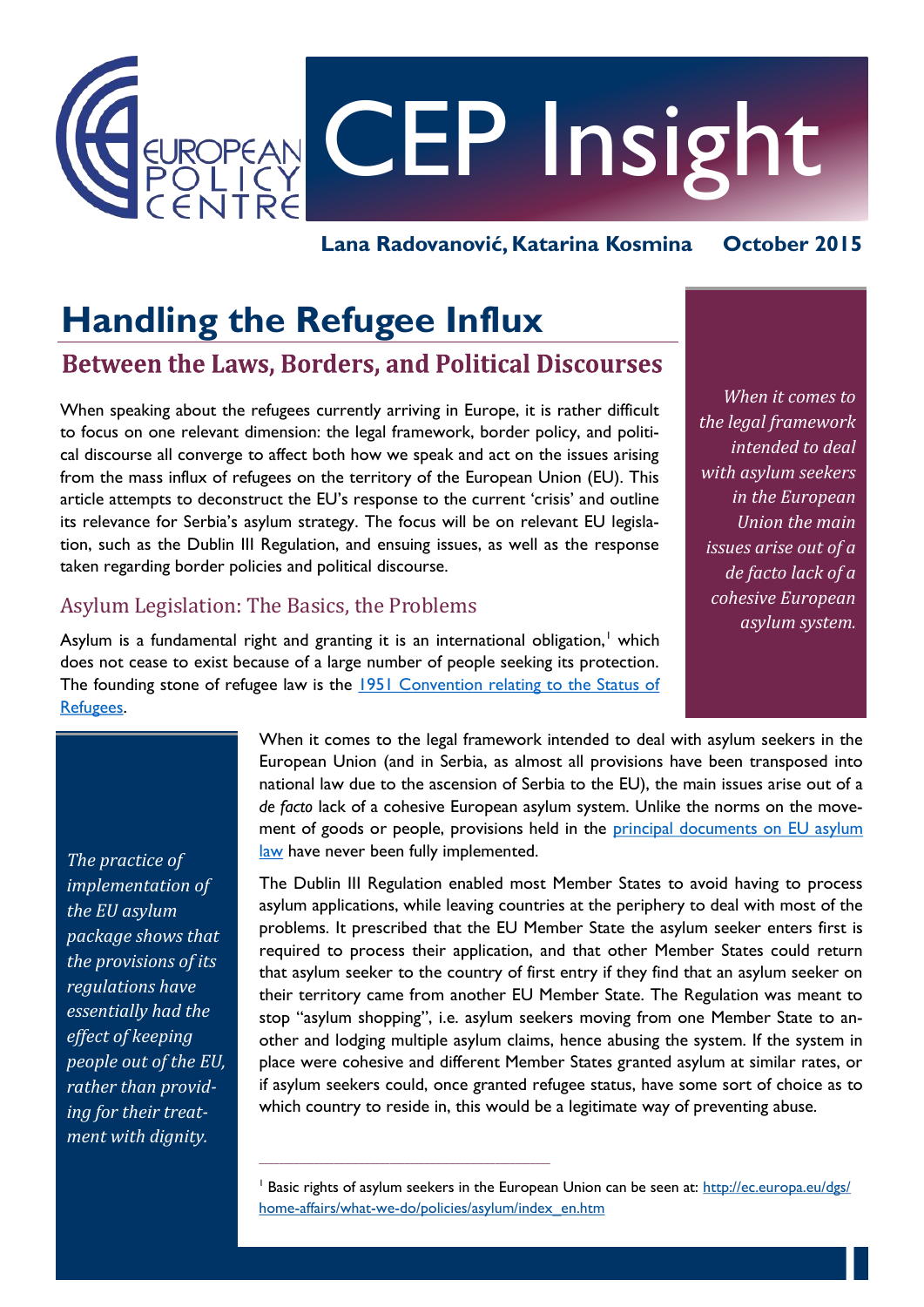CEP Insight

**Lana Radovanović, Katarina Kosmina** **October 2015**

# Handling the Refugee Influx

## Between the Laws, Borders, and Political Discourses

When speaking about the refugees currently arriving in Europe, it is rather difficult to focus on one relevant dimension: the legal framework, border policy, and political discourse all converge to affect both how we speak and act on the issues arising from the mass influx of refugees on the territory of the European Union (EU). This article attempts to deconstruct the EU's response to the current 'crisis' and outline its relevance for Serbia's asylum strategy. The focus will be on relevant EU legislation, such as the Dublin III Regulation, and ensuing issues, as well as the response taken regarding border policies and political discourse.

*When it comes to the legal framework intended to deal with asylum seekers in the European Union the main issues arise out of a de facto lack of a cohesive European asylum system.*

### Asylum Legislation: The Basics, the Problems

Asylum is a fundamental right and granting it is an international obligation,[1] which does not cease to exist because of a large number of people seeking its protection. The founding stone of refugee law is the [1951 Convention relating to the Status of Refugees](#).

When it comes to the legal framework intended to deal with asylum seekers in the European Union (and in Serbia, as almost all provisions have been transposed into national law due to the ascension of Serbia to the EU), the main issues arise out of a *de facto* lack of a cohesive European asylum system. Unlike the norms on the movement of goods or people, provisions held in the [principal documents on EU asylum law](#) have never been fully implemented.

*The practice of implementation of the EU asylum package shows that the provisions of its regulations have essentially had the effect of keeping people out of the EU, rather than providing for their treatment with dignity.*

The Dublin III Regulation enabled most Member States to avoid having to process asylum applications, while leaving countries at the periphery to deal with most of the problems. It prescribed that the EU Member State the asylum seeker enters first is required to process their application, and that other Member States could return that asylum seeker to the country of first entry if they find that an asylum seeker on their territory came from another EU Member State. The Regulation was meant to stop "asylum shopping", i.e. asylum seekers moving from one Member State to another and lodging multiple asylum claims, hence abusing the system. If the system in place were cohesive and different Member States granted asylum at similar rates, or if asylum seekers could, once granted refugee status, have some sort of choice as to which country to reside in, this would be a legitimate way of preventing abuse.

---

[1] Basic rights of asylum seekers in the European Union can be seen at: [http://ec.europa.eu/dgs/home-affairs/what-we-do/policies/asylum/index_en.htm](http://ec.europa.eu/dgs/home-affairs/what-we-do/policies/asylum/index_en.htm)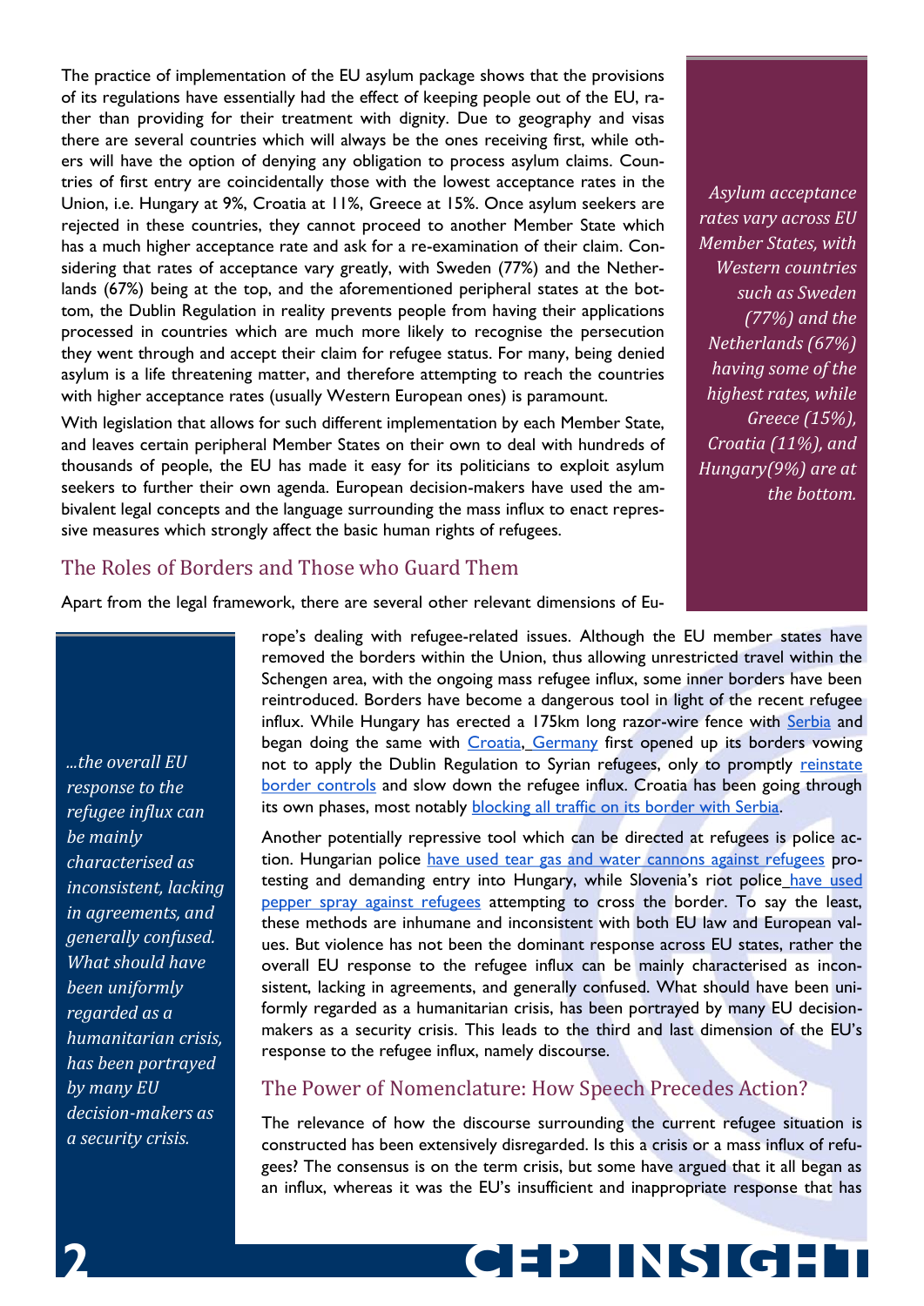The practice of implementation of the EU asylum package shows that the provisions of its regulations have essentially had the effect of keeping people out of the EU, rather than providing for their treatment with dignity. Due to geography and visas there are several countries which will always be the ones receiving first, while others will have the option of denying any obligation to process asylum claims. Countries of first entry are coincidentally those with the lowest acceptance rates in the Union, i.e. Hungary at 9%, Croatia at 11%, Greece at 15%. Once asylum seekers are rejected in these countries, they cannot proceed to another Member State which has a much higher acceptance rate and ask for a re-examination of their claim. Considering that rates of acceptance vary greatly, with Sweden (77%) and the Netherlands (67%) being at the top, and the aforementioned peripheral states at the bottom, the Dublin Regulation in reality prevents people from having their applications processed in countries which are much more likely to recognise the persecution they went through and accept their claim for refugee status. For many, being denied asylum is a life threatening matter, and therefore attempting to reach the countries with higher acceptance rates (usually Western European ones) is paramount.

*Asylum acceptance rates vary across EU Member States, with Western countries such as Sweden (77%) and the Netherlands (67%) having some of the highest rates, while Greece (15%), Croatia (11%), and Hungary(9%) are at the bottom.*

With legislation that allows for such different implementation by each Member State, and leaves certain peripheral Member States on their own to deal with hundreds of thousands of people, the EU has made it easy for its politicians to exploit asylum seekers to further their own agenda. European decision-makers have used the ambivalent legal concepts and the language surrounding the mass influx to enact repressive measures which strongly affect the basic human rights of refugees.

## The Roles of Borders and Those who Guard Them

Apart from the legal framework, there are several other relevant dimensions of Europe's dealing with refugee-related issues. Although the EU member states have removed the borders within the Union, thus allowing unrestricted travel within the Schengen area, with the ongoing mass refugee influx, some inner borders have been reintroduced. Borders have become a dangerous tool in light of the recent refugee influx. While Hungary has erected a 175km long razor-wire fence with Serbia and began doing the same with Croatia, Germany first opened up its borders vowing not to apply the Dublin Regulation to Syrian refugees, only to promptly reinstate border controls and slow down the refugee influx. Croatia has been going through its own phases, most notably blocking all traffic on its border with Serbia.

Another potentially repressive tool which can be directed at refugees is police action. Hungarian police have used tear gas and water cannons against refugees protesting and demanding entry into Hungary, while Slovenia's riot police have used pepper spray against refugees attempting to cross the border. To say the least, these methods are inhumane and inconsistent with both EU law and European values. But violence has not been the dominant response across EU states, rather the overall EU response to the refugee influx can be mainly characterised as inconsistent, lacking in agreements, and generally confused. What should have been uniformly regarded as a humanitarian crisis, has been portrayed by many EU decision-makers as a security crisis. This leads to the third and last dimension of the EU's response to the refugee influx, namely discourse.

*...the overall EU response to the refugee influx can be mainly characterised as inconsistent, lacking in agreements, and generally confused. What should have been uniformly regarded as a humanitarian crisis, has been portrayed by many EU decision-makers as a security crisis.*

## The Power of Nomenclature: How Speech Precedes Action?

The relevance of how the discourse surrounding the current refugee situation is constructed has been extensively disregarded. Is this a crisis or a mass influx of refugees? The consensus is on the term crisis, but some have argued that it all began as an influx, whereas it was the EU's insufficient and inappropriate response that has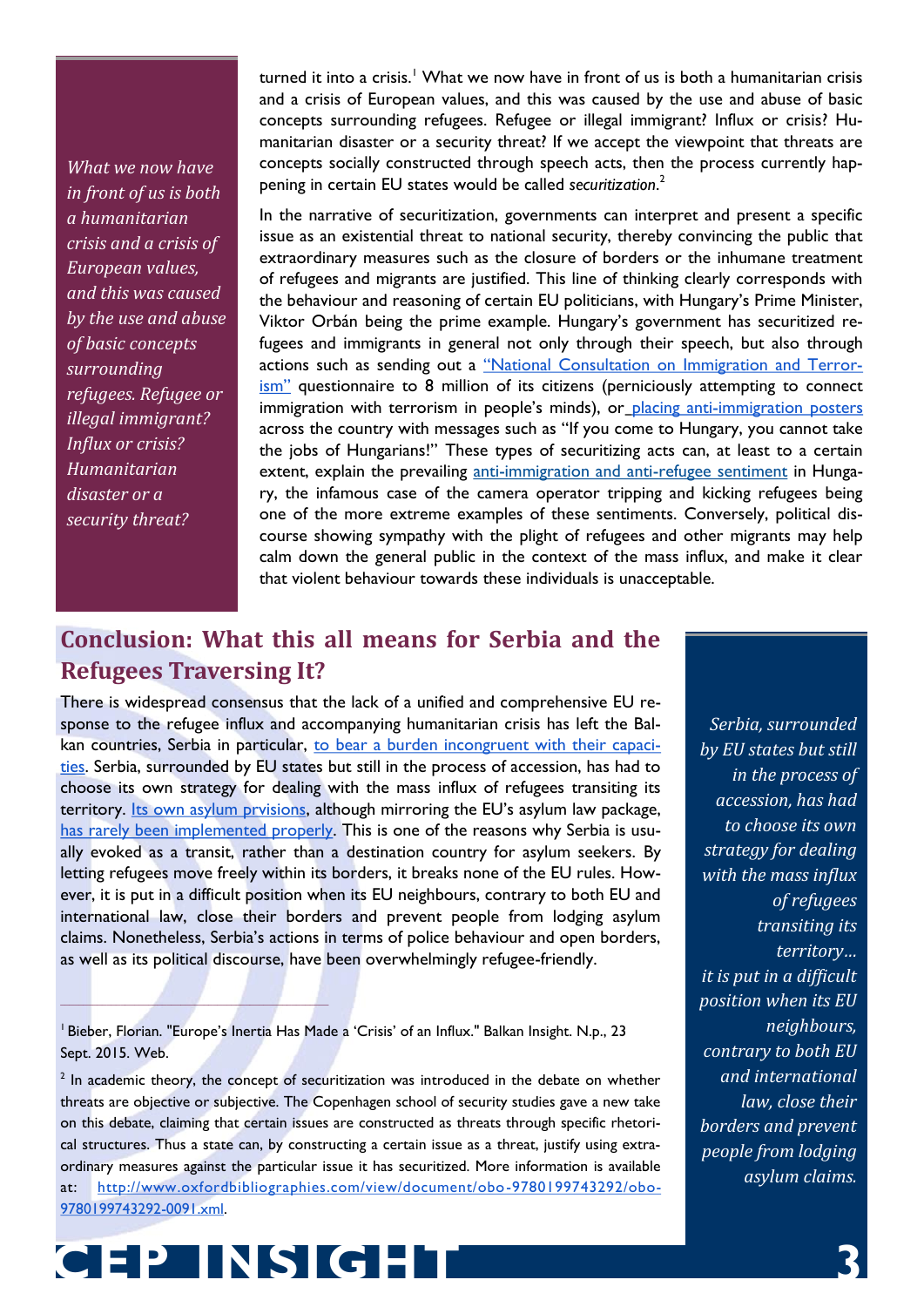turned it into a crisis.[1] What we now have in front of us is both a humanitarian crisis and a crisis of European values, and this was caused by the use and abuse of basic concepts surrounding refugees. Refugee or illegal immigrant? Influx or crisis? Humanitarian disaster or a security threat? If we accept the viewpoint that threats are concepts socially constructed through speech acts, then the process currently happening in certain EU states would be called *securitization*.[2]

In the narrative of securitization, governments can interpret and present a specific issue as an existential threat to national security, thereby convincing the public that extraordinary measures such as the closure of borders or the inhumane treatment of refugees and migrants are justified. This line of thinking clearly corresponds with the behaviour and reasoning of certain EU politicians, with Hungary's Prime Minister, Viktor Orbán being the prime example. Hungary's government has securitized refugees and immigrants in general not only through their speech, but also through actions such as sending out a "National Consultation on Immigration and Terrorism" questionnaire to 8 million of its citizens (perniciously attempting to connect immigration with terrorism in people's minds), or placing anti-immigration posters across the country with messages such as "If you come to Hungary, you cannot take the jobs of Hungarians!" These types of securitizing acts can, at least to a certain extent, explain the prevailing anti-immigration and anti-refugee sentiment in Hungary, the infamous case of the camera operator tripping and kicking refugees being one of the more extreme examples of these sentiments. Conversely, political discourse showing sympathy with the plight of refugees and other migrants may help calm down the general public in the context of the mass influx, and make it clear that violent behaviour towards these individuals is unacceptable.

## Conclusion: What this all means for Serbia and the Refugees Traversing It?

There is widespread consensus that the lack of a unified and comprehensive EU response to the refugee influx and accompanying humanitarian crisis has left the Balkan countries, Serbia in particular, to bear a burden incongruent with their capacities. Serbia, surrounded by EU states but still in the process of accession, has had to choose its own strategy for dealing with the mass influx of refugees transiting its territory. Its own asylum prvisions, although mirroring the EU's asylum law package, has rarely been implemented properly. This is one of the reasons why Serbia is usually evoked as a transit, rather than a destination country for asylum seekers. By letting refugees move freely within its borders, it breaks none of the EU rules. However, it is put in a difficult position when its EU neighbours, contrary to both EU and international law, close their borders and prevent people from lodging asylum claims. Nonetheless, Serbia's actions in terms of police behaviour and open borders, as well as its political discourse, have been overwhelmingly refugee-friendly.

---

[1] Bieber, Florian. "Europe's Inertia Has Made a 'Crisis' of an Influx." Balkan Insight. N.p., 23 Sept. 2015. Web.

[2] In academic theory, the concept of securitization was introduced in the debate on whether threats are objective or subjective. The Copenhagen school of security studies gave a new take on this debate, claiming that certain issues are constructed as threats through specific rhetorical structures. Thus a state can, by constructing a certain issue as a threat, justify using extraordinary measures against the particular issue it has securitized. More information is available at: http://www.oxfordbibliographies.com/view/document/obo-9780199743292/obo-9780199743292-0091.xml.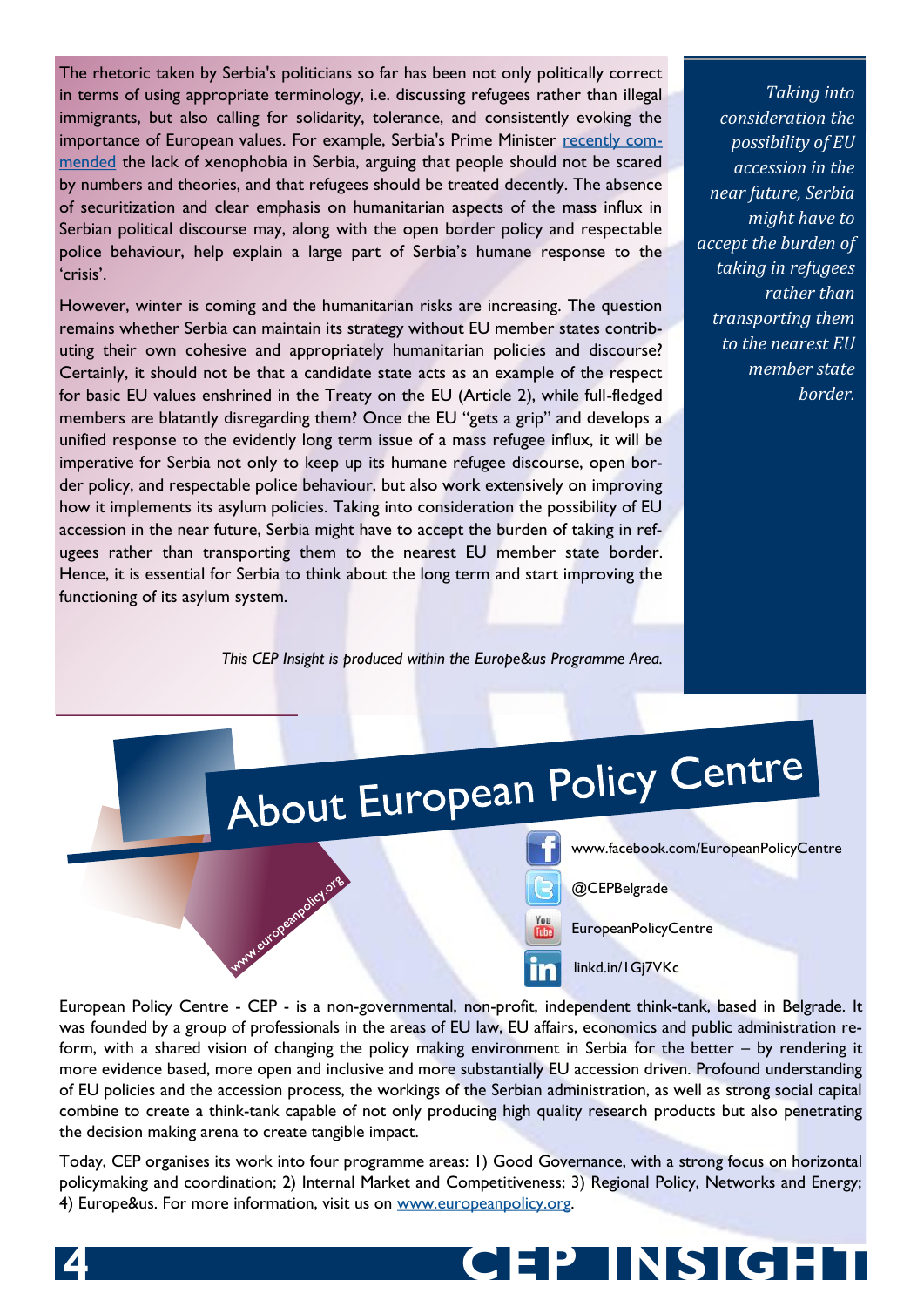The rhetoric taken by Serbia's politicians so far has been not only politically correct in terms of using appropriate terminology, i.e. discussing refugees rather than illegal immigrants, but also calling for solidarity, tolerance, and consistently evoking the importance of European values. For example, Serbia's Prime Minister [recently commended]() the lack of xenophobia in Serbia, arguing that people should not be scared by numbers and theories, and that refugees should be treated decently. The absence of securitization and clear emphasis on humanitarian aspects of the mass influx in Serbian political discourse may, along with the open border policy and respectable police behaviour, help explain a large part of Serbia's humane response to the 'crisis'.

However, winter is coming and the humanitarian risks are increasing. The question remains whether Serbia can maintain its strategy without EU member states contributing their own cohesive and appropriately humanitarian policies and discourse? Certainly, it should not be that a candidate state acts as an example of the respect for basic EU values enshrined in the Treaty on the EU (Article 2), while full-fledged members are blatantly disregarding them? Once the EU "gets a grip" and develops a unified response to the evidently long term issue of a mass refugee influx, it will be imperative for Serbia not only to keep up its humane refugee discourse, open border policy, and respectable police behaviour, but also work extensively on improving how it implements its asylum policies. Taking into consideration the possibility of EU accession in the near future, Serbia might have to accept the burden of taking in refugees rather than transporting them to the nearest EU member state border. Hence, it is essential for Serbia to think about the long term and start improving the functioning of its asylum system.

*Taking into consideration the possibility of EU accession in the near future, Serbia might have to accept the burden of taking in refugees rather than transporting them to the nearest EU member state border.*

*This CEP Insight is produced within the Europe&us Programme Area.*

# About European Policy Centre

www.europeanpolicy.org

www.facebook.com/EuropeanPolicyCentre

@CEPBelgrade

EuropeanPolicyCentre

linkd.in/1Gj7VKc

European Policy Centre - CEP - is a non-governmental, non-profit, independent think-tank, based in Belgrade. It was founded by a group of professionals in the areas of EU law, EU affairs, economics and public administration reform, with a shared vision of changing the policy making environment in Serbia for the better – by rendering it more evidence based, more open and inclusive and more substantially EU accession driven. Profound understanding of EU policies and the accession process, the workings of the Serbian administration, as well as strong social capital combine to create a think-tank capable of not only producing high quality research products but also penetrating the decision making arena to create tangible impact.

Today, CEP organises its work into four programme areas: 1) Good Governance, with a strong focus on horizontal policymaking and coordination; 2) Internal Market and Competitiveness; 3) Regional Policy, Networks and Energy; 4) Europe&us. For more information, visit us on [www.europeanpolicy.org](www.europeanpolicy.org).